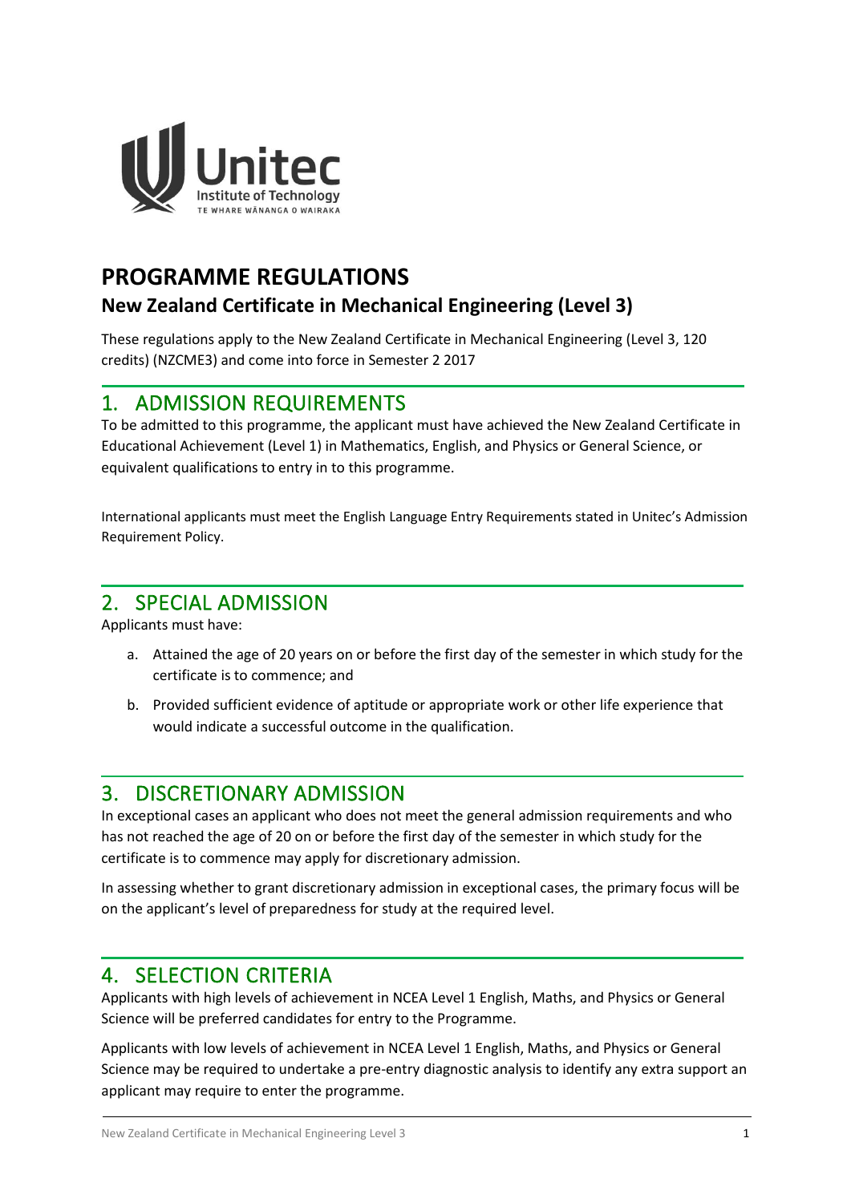# PROGRAMME REGULATIONS

## New Zealand Certificate in Mechanical Engineering (Level 3)

These regulations apply to the New Zealand Certificate in Mechanical Engineering (Level 3, 120 credits) (NZCME3) and come into force in Semester 2 2017

## 1. ADMISSION REQUIREMENTS

To be admitted to this programme, the applicant must have achieved the New Zealand Certificate in Educational Achievement (Level 1) in Mathematics, English, and Physics or General Science, or equivalent qualifications to entry in to this programme.

International applicants must meet the English Language Entry Requirements stated in Unitec's Admission Requirement Policy.

## 2. SPECIAL ADMISSION

Applicants must have:

a. Attained the age of 20 years on or before the first day of the semester in which study for the certificate is to commence; and

b. Provided sufficient evidence of aptitude or appropriate work or other life experience that would indicate a successful outcome in the qualification.

## 3. DISCRETIONARY ADMISSION

In exceptional cases an applicant who does not meet the general admission requirements and who has not reached the age of 20 on or before the first day of the semester in which study for the certificate is to commence may apply for discretionary admission.

In assessing whether to grant discretionary admission in exceptional cases, the primary focus will be on the applicant's level of preparedness for study at the required level.

## 4. SELECTION CRITERIA

Applicants with high levels of achievement in NCEA Level 1 English, Maths, and Physics or General Science will be preferred candidates for entry to the Programme.

Applicants with low levels of achievement in NCEA Level 1 English, Maths, and Physics or General Science may be required to undertake a pre-entry diagnostic analysis to identify any extra support an applicant may require to enter the programme.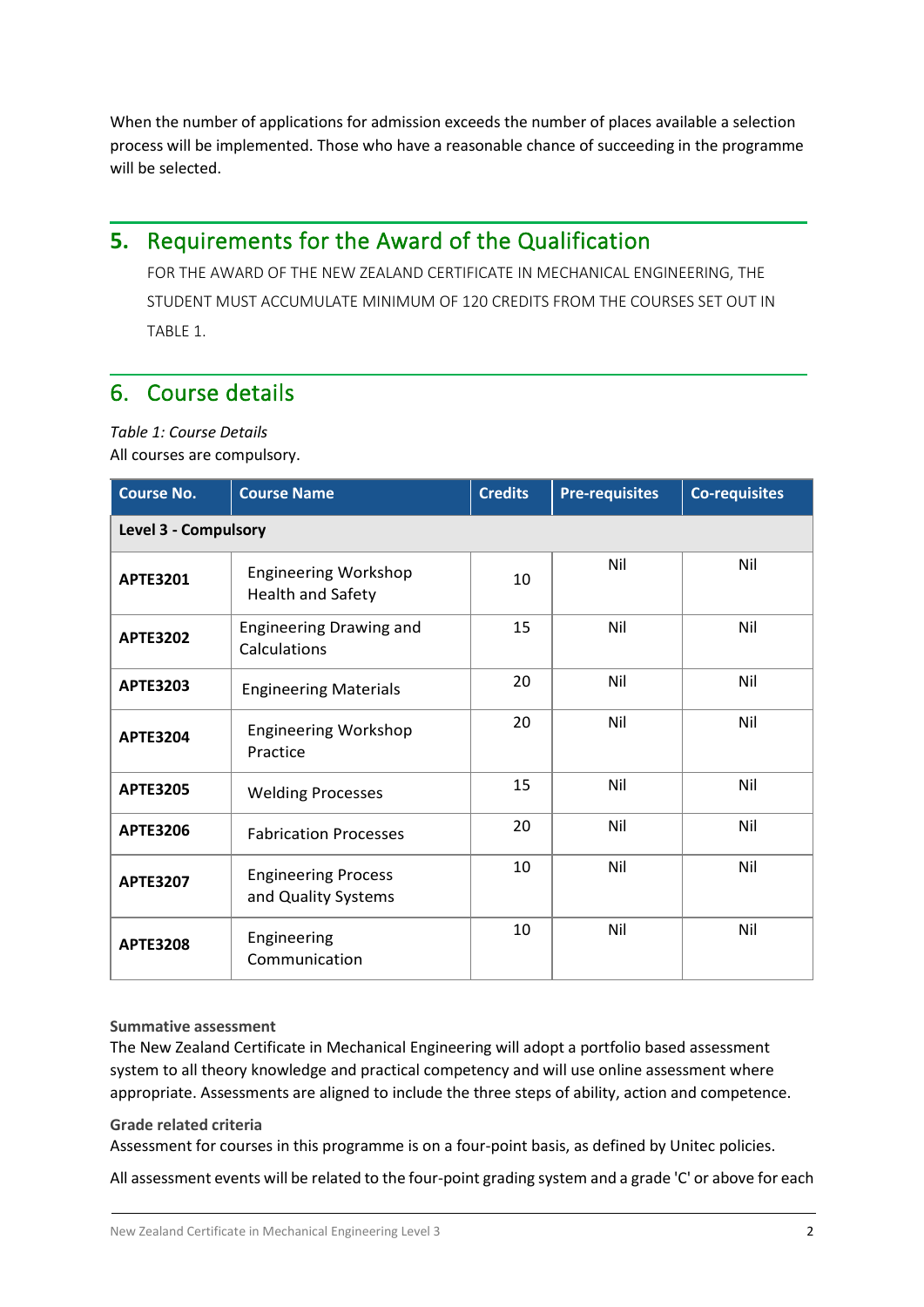When the number of applications for admission exceeds the number of places available a selection process will be implemented. Those who have a reasonable chance of succeeding in the programme will be selected.

## 5. Requirements for the Award of the Qualification

FOR THE AWARD OF THE NEW ZEALAND CERTIFICATE IN MECHANICAL ENGINEERING, THE STUDENT MUST ACCUMULATE MINIMUM OF 120 CREDITS FROM THE COURSES SET OUT IN TABLE 1.

## 6. Course details

*Table 1: Course Details*
All courses are compulsory.

| Course No. | Course Name | Credits | Pre-requisites | Co-requisites |
|---|---|---|---|---|
| **Level 3 - Compulsory** | | | | |
| **APTE3201** | Engineering Workshop Health and Safety | 10 | Nil | Nil |
| **APTE3202** | Engineering Drawing and Calculations | 15 | Nil | Nil |
| **APTE3203** | Engineering Materials | 20 | Nil | Nil |
| **APTE3204** | Engineering Workshop Practice | 20 | Nil | Nil |
| **APTE3205** | Welding Processes | 15 | Nil | Nil |
| **APTE3206** | Fabrication Processes | 20 | Nil | Nil |
| **APTE3207** | Engineering Process and Quality Systems | 10 | Nil | Nil |
| **APTE3208** | Engineering Communication | 10 | Nil | Nil |

**Summative assessment**
The New Zealand Certificate in Mechanical Engineering will adopt a portfolio based assessment system to all theory knowledge and practical competency and will use online assessment where appropriate. Assessments are aligned to include the three steps of ability, action and competence.

**Grade related criteria**
Assessment for courses in this programme is on a four-point basis, as defined by Unitec policies.

All assessment events will be related to the four-point grading system and a grade 'C' or above for each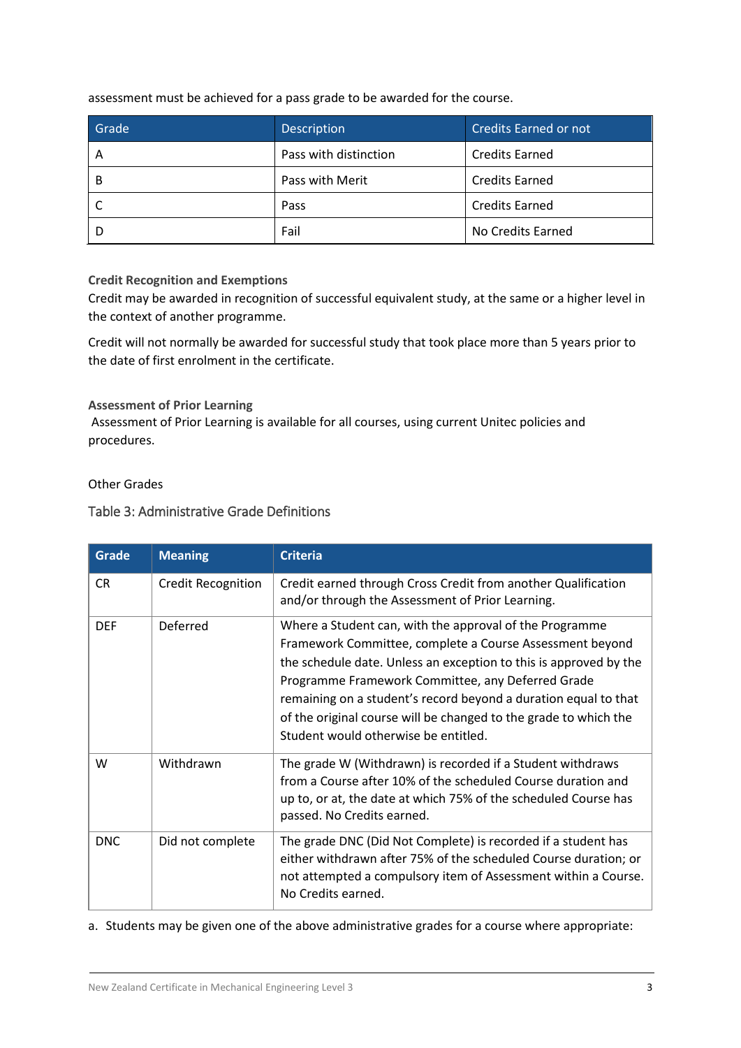assessment must be achieved for a pass grade to be awarded for the course.

| Grade | Description | Credits Earned or not |
|---|---|---|
| A | Pass with distinction | Credits Earned |
| B | Pass with Merit | Credits Earned |
| C | Pass | Credits Earned |
| D | Fail | No Credits Earned |

**Credit Recognition and Exemptions**

Credit may be awarded in recognition of successful equivalent study, at the same or a higher level in the context of another programme.

Credit will not normally be awarded for successful study that took place more than 5 years prior to the date of first enrolment in the certificate.

**Assessment of Prior Learning**

Assessment of Prior Learning is available for all courses, using current Unitec policies and procedures.

Other Grades

Table 3: Administrative Grade Definitions

| Grade | Meaning | Criteria |
|---|---|---|
| CR | Credit Recognition | Credit earned through Cross Credit from another Qualification and/or through the Assessment of Prior Learning. |
| DEF | Deferred | Where a Student can, with the approval of the Programme Framework Committee, complete a Course Assessment beyond the schedule date. Unless an exception to this is approved by the Programme Framework Committee, any Deferred Grade remaining on a student's record beyond a duration equal to that of the original course will be changed to the grade to which the Student would otherwise be entitled. |
| W | Withdrawn | The grade W (Withdrawn) is recorded if a Student withdraws from a Course after 10% of the scheduled Course duration and up to, or at, the date at which 75% of the scheduled Course has passed. No Credits earned. |
| DNC | Did not complete | The grade DNC (Did Not Complete) is recorded if a student has either withdrawn after 75% of the scheduled Course duration; or not attempted a compulsory item of Assessment within a Course. No Credits earned. |

a. Students may be given one of the above administrative grades for a course where appropriate: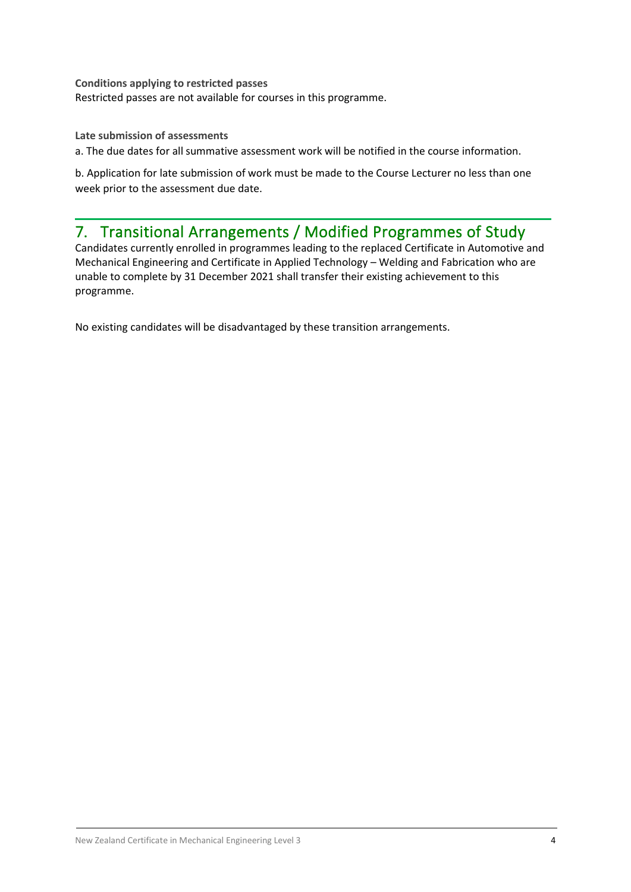**Conditions applying to restricted passes**

Restricted passes are not available for courses in this programme.

**Late submission of assessments**

a. The due dates for all summative assessment work will be notified in the course information.

b. Application for late submission of work must be made to the Course Lecturer no less than one week prior to the assessment due date.

## 7. Transitional Arrangements / Modified Programmes of Study

Candidates currently enrolled in programmes leading to the replaced Certificate in Automotive and Mechanical Engineering and Certificate in Applied Technology – Welding and Fabrication who are unable to complete by 31 December 2021 shall transfer their existing achievement to this programme.

No existing candidates will be disadvantaged by these transition arrangements.